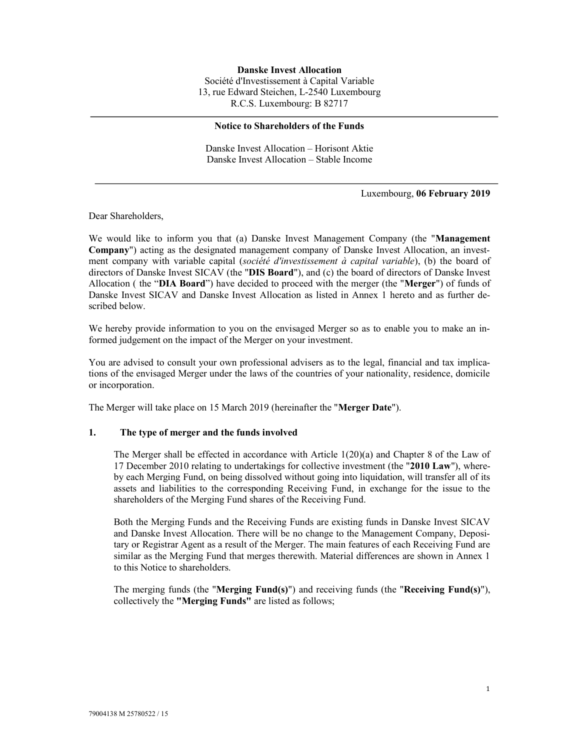**Danske Invest Allocation**
Société d'Investissement à Capital Variable
13, rue Edward Steichen, L-2540 Luxembourg
R.C.S. Luxembourg: B 82717

---

**Notice to Shareholders of the Funds**

Danske Invest Allocation – Horisont Aktie
Danske Invest Allocation – Stable Income

---

Luxembourg, **06 February 2019**

Dear Shareholders,

We would like to inform you that (a) Danske Invest Management Company (the "**Management Company**") acting as the designated management company of Danske Invest Allocation, an investment company with variable capital (*société d'investissement à capital variable*), (b) the board of directors of Danske Invest SICAV (the "**DIS Board**"), and (c) the board of directors of Danske Invest Allocation ( the "**DIA Board**") have decided to proceed with the merger (the "**Merger**") of funds of Danske Invest SICAV and Danske Invest Allocation as listed in Annex 1 hereto and as further described below.

We hereby provide information to you on the envisaged Merger so as to enable you to make an informed judgement on the impact of the Merger on your investment.

You are advised to consult your own professional advisers as to the legal, financial and tax implications of the envisaged Merger under the laws of the countries of your nationality, residence, domicile or incorporation.

The Merger will take place on 15 March 2019 (hereinafter the "**Merger Date**").

## 1. The type of merger and the funds involved

The Merger shall be effected in accordance with Article 1(20)(a) and Chapter 8 of the Law of 17 December 2010 relating to undertakings for collective investment (the "**2010 Law**"), whereby each Merging Fund, on being dissolved without going into liquidation, will transfer all of its assets and liabilities to the corresponding Receiving Fund, in exchange for the issue to the shareholders of the Merging Fund shares of the Receiving Fund.

Both the Merging Funds and the Receiving Funds are existing funds in Danske Invest SICAV and Danske Invest Allocation. There will be no change to the Management Company, Depositary or Registrar Agent as a result of the Merger. The main features of each Receiving Fund are similar as the Merging Fund that merges therewith. Material differences are shown in Annex 1 to this Notice to shareholders.

The merging funds (the "**Merging Fund(s)**") and receiving funds (the "**Receiving Fund(s)**"), collectively the **"Merging Funds"** are listed as follows;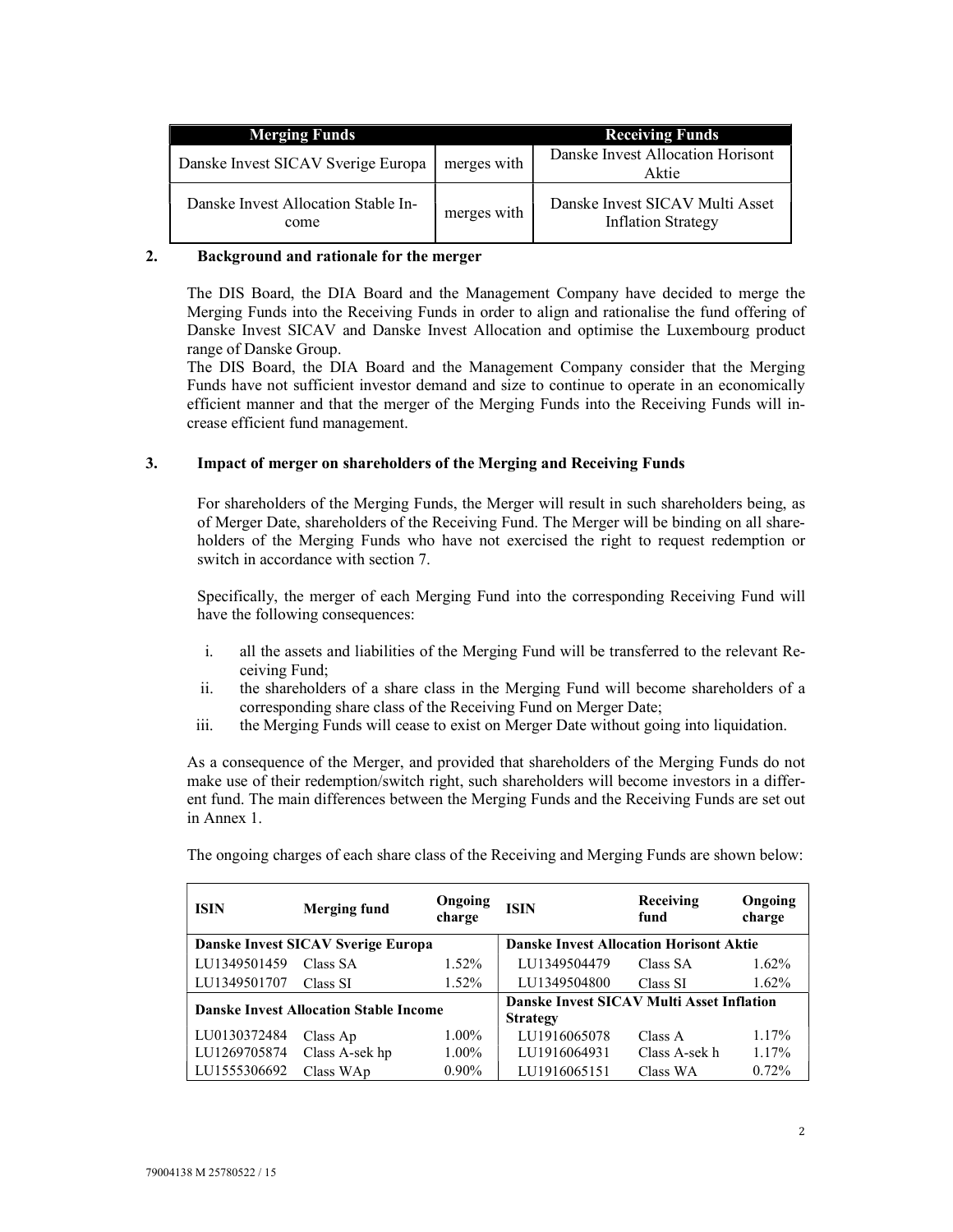| Merging Funds | | Receiving Funds |
|---|---|---|
| Danske Invest SICAV Sverige Europa | merges with | Danske Invest Allocation Horisont Aktie |
| Danske Invest Allocation Stable Income | merges with | Danske Invest SICAV Multi Asset Inflation Strategy |

## 2. Background and rationale for the merger

The DIS Board, the DIA Board and the Management Company have decided to merge the Merging Funds into the Receiving Funds in order to align and rationalise the fund offering of Danske Invest SICAV and Danske Invest Allocation and optimise the Luxembourg product range of Danske Group.

The DIS Board, the DIA Board and the Management Company consider that the Merging Funds have not sufficient investor demand and size to continue to operate in an economically efficient manner and that the merger of the Merging Funds into the Receiving Funds will increase efficient fund management.

## 3. Impact of merger on shareholders of the Merging and Receiving Funds

For shareholders of the Merging Funds, the Merger will result in such shareholders being, as of Merger Date, shareholders of the Receiving Fund. The Merger will be binding on all shareholders of the Merging Funds who have not exercised the right to request redemption or switch in accordance with section 7.

Specifically, the merger of each Merging Fund into the corresponding Receiving Fund will have the following consequences:

i. all the assets and liabilities of the Merging Fund will be transferred to the relevant Receiving Fund;
ii. the shareholders of a share class in the Merging Fund will become shareholders of a corresponding share class of the Receiving Fund on Merger Date;
iii. the Merging Funds will cease to exist on Merger Date without going into liquidation.

As a consequence of the Merger, and provided that shareholders of the Merging Funds do not make use of their redemption/switch right, such shareholders will become investors in a different fund. The main differences between the Merging Funds and the Receiving Funds are set out in Annex 1.

The ongoing charges of each share class of the Receiving and Merging Funds are shown below:

| ISIN | Merging fund | Ongoing charge | ISIN | Receiving fund | Ongoing charge |
|---|---|---|---|---|---|
| **Danske Invest SICAV Sverige Europa** | | | **Danske Invest Allocation Horisont Aktie** | | |
| LU1349501459 | Class SA | 1.52% | LU1349504479 | Class SA | 1.62% |
| LU1349501707 | Class SI | 1.52% | LU1349504800 | Class SI | 1.62% |
| **Danske Invest Allocation Stable Income** | | | **Danske Invest SICAV Multi Asset Inflation Strategy** | | |
| LU0130372484 | Class Ap | 1.00% | LU1916065078 | Class A | 1.17% |
| LU1269705874 | Class A-sek hp | 1.00% | LU1916064931 | Class A-sek h | 1.17% |
| LU1555306692 | Class WAp | 0.90% | LU1916065151 | Class WA | 0.72% |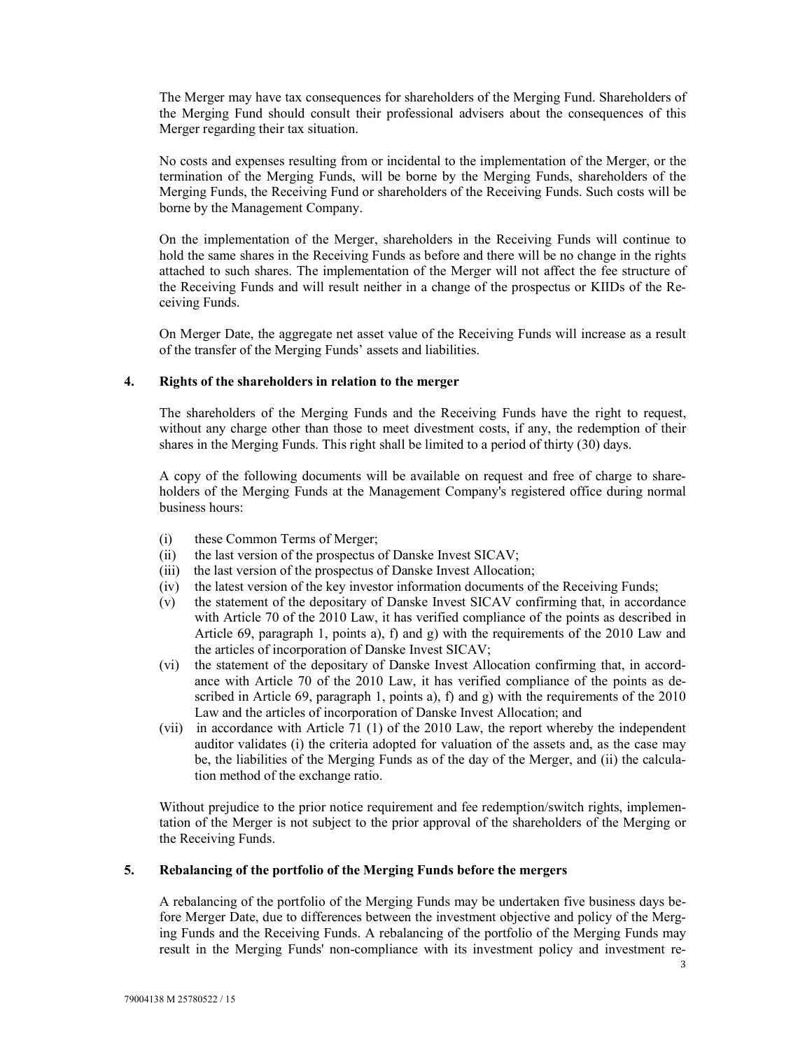The Merger may have tax consequences for shareholders of the Merging Fund. Shareholders of the Merging Fund should consult their professional advisers about the consequences of this Merger regarding their tax situation.

No costs and expenses resulting from or incidental to the implementation of the Merger, or the termination of the Merging Funds, will be borne by the Merging Funds, shareholders of the Merging Funds, the Receiving Fund or shareholders of the Receiving Funds. Such costs will be borne by the Management Company.

On the implementation of the Merger, shareholders in the Receiving Funds will continue to hold the same shares in the Receiving Funds as before and there will be no change in the rights attached to such shares. The implementation of the Merger will not affect the fee structure of the Receiving Funds and will result neither in a change of the prospectus or KIIDs of the Receiving Funds.

On Merger Date, the aggregate net asset value of the Receiving Funds will increase as a result of the transfer of the Merging Funds' assets and liabilities.

## 4. Rights of the shareholders in relation to the merger

The shareholders of the Merging Funds and the Receiving Funds have the right to request, without any charge other than those to meet divestment costs, if any, the redemption of their shares in the Merging Funds. This right shall be limited to a period of thirty (30) days.

A copy of the following documents will be available on request and free of charge to shareholders of the Merging Funds at the Management Company's registered office during normal business hours:

(i) these Common Terms of Merger;
(ii) the last version of the prospectus of Danske Invest SICAV;
(iii) the last version of the prospectus of Danske Invest Allocation;
(iv) the latest version of the key investor information documents of the Receiving Funds;
(v) the statement of the depositary of Danske Invest SICAV confirming that, in accordance with Article 70 of the 2010 Law, it has verified compliance of the points as described in Article 69, paragraph 1, points a), f) and g) with the requirements of the 2010 Law and the articles of incorporation of Danske Invest SICAV;
(vi) the statement of the depositary of Danske Invest Allocation confirming that, in accordance with Article 70 of the 2010 Law, it has verified compliance of the points as described in Article 69, paragraph 1, points a), f) and g) with the requirements of the 2010 Law and the articles of incorporation of Danske Invest Allocation; and
(vii) in accordance with Article 71 (1) of the 2010 Law, the report whereby the independent auditor validates (i) the criteria adopted for valuation of the assets and, as the case may be, the liabilities of the Merging Funds as of the day of the Merger, and (ii) the calculation method of the exchange ratio.

Without prejudice to the prior notice requirement and fee redemption/switch rights, implementation of the Merger is not subject to the prior approval of the shareholders of the Merging or the Receiving Funds.

## 5. Rebalancing of the portfolio of the Merging Funds before the mergers

A rebalancing of the portfolio of the Merging Funds may be undertaken five business days before Merger Date, due to differences between the investment objective and policy of the Merging Funds and the Receiving Funds. A rebalancing of the portfolio of the Merging Funds may result in the Merging Funds' non-compliance with its investment policy and investment re-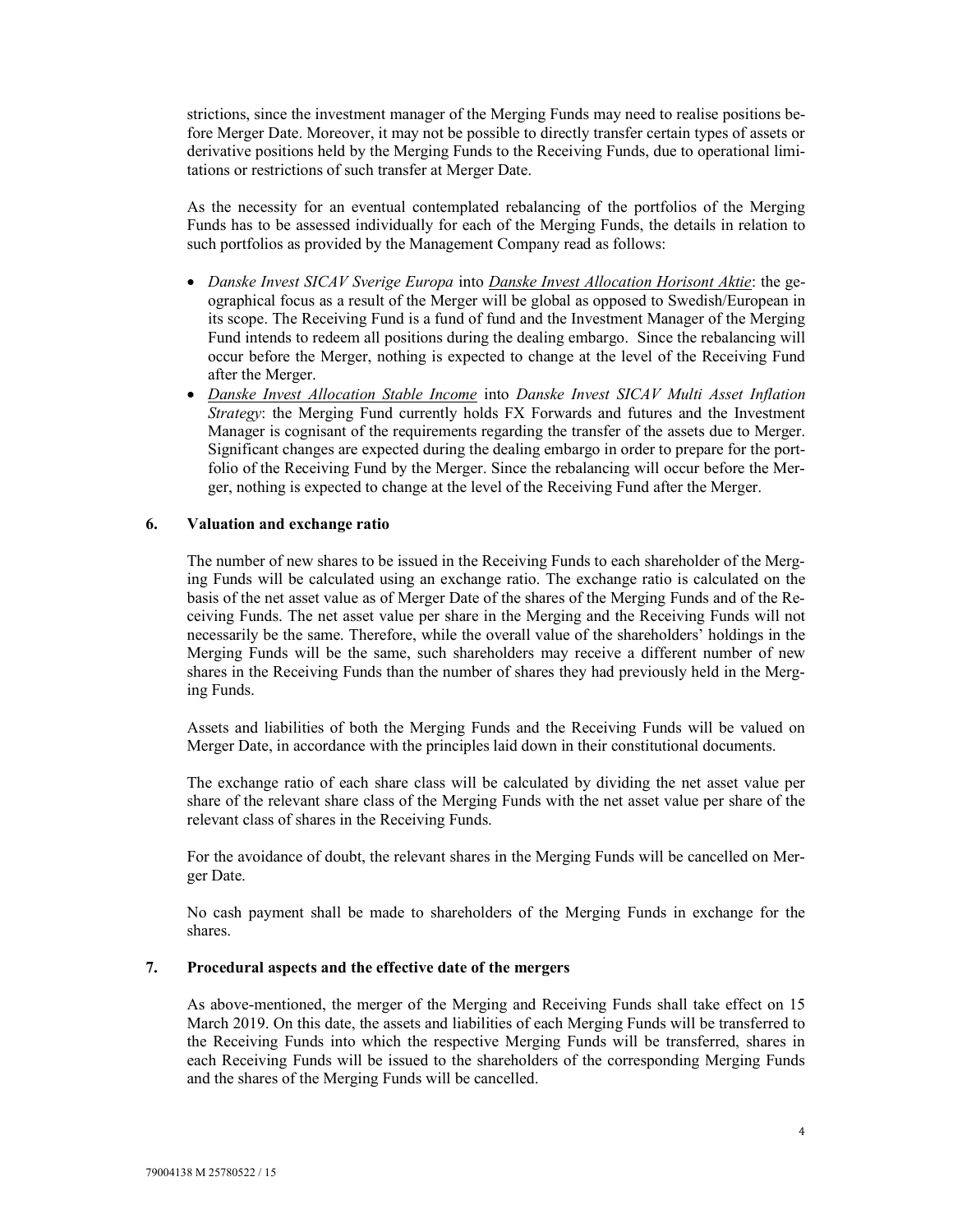strictions, since the investment manager of the Merging Funds may need to realise positions before Merger Date. Moreover, it may not be possible to directly transfer certain types of assets or derivative positions held by the Merging Funds to the Receiving Funds, due to operational limitations or restrictions of such transfer at Merger Date.

As the necessity for an eventual contemplated rebalancing of the portfolios of the Merging Funds has to be assessed individually for each of the Merging Funds, the details in relation to such portfolios as provided by the Management Company read as follows:

- *Danske Invest SICAV Sverige Europa* into *<u>Danske Invest Allocation Horisont Aktie</u>*: the geographical focus as a result of the Merger will be global as opposed to Swedish/European in its scope. The Receiving Fund is a fund of fund and the Investment Manager of the Merging Fund intends to redeem all positions during the dealing embargo. Since the rebalancing will occur before the Merger, nothing is expected to change at the level of the Receiving Fund after the Merger.
- *<u>Danske Invest Allocation Stable Income</u>* into *Danske Invest SICAV Multi Asset Inflation Strategy*: the Merging Fund currently holds FX Forwards and futures and the Investment Manager is cognisant of the requirements regarding the transfer of the assets due to Merger. Significant changes are expected during the dealing embargo in order to prepare for the portfolio of the Receiving Fund by the Merger. Since the rebalancing will occur before the Merger, nothing is expected to change at the level of the Receiving Fund after the Merger.

## 6. Valuation and exchange ratio

The number of new shares to be issued in the Receiving Funds to each shareholder of the Merging Funds will be calculated using an exchange ratio. The exchange ratio is calculated on the basis of the net asset value as of Merger Date of the shares of the Merging Funds and of the Receiving Funds. The net asset value per share in the Merging and the Receiving Funds will not necessarily be the same. Therefore, while the overall value of the shareholders' holdings in the Merging Funds will be the same, such shareholders may receive a different number of new shares in the Receiving Funds than the number of shares they had previously held in the Merging Funds.

Assets and liabilities of both the Merging Funds and the Receiving Funds will be valued on Merger Date, in accordance with the principles laid down in their constitutional documents.

The exchange ratio of each share class will be calculated by dividing the net asset value per share of the relevant share class of the Merging Funds with the net asset value per share of the relevant class of shares in the Receiving Funds.

For the avoidance of doubt, the relevant shares in the Merging Funds will be cancelled on Merger Date.

No cash payment shall be made to shareholders of the Merging Funds in exchange for the shares.

## 7. Procedural aspects and the effective date of the mergers

As above-mentioned, the merger of the Merging and Receiving Funds shall take effect on 15 March 2019. On this date, the assets and liabilities of each Merging Funds will be transferred to the Receiving Funds into which the respective Merging Funds will be transferred, shares in each Receiving Funds will be issued to the shareholders of the corresponding Merging Funds and the shares of the Merging Funds will be cancelled.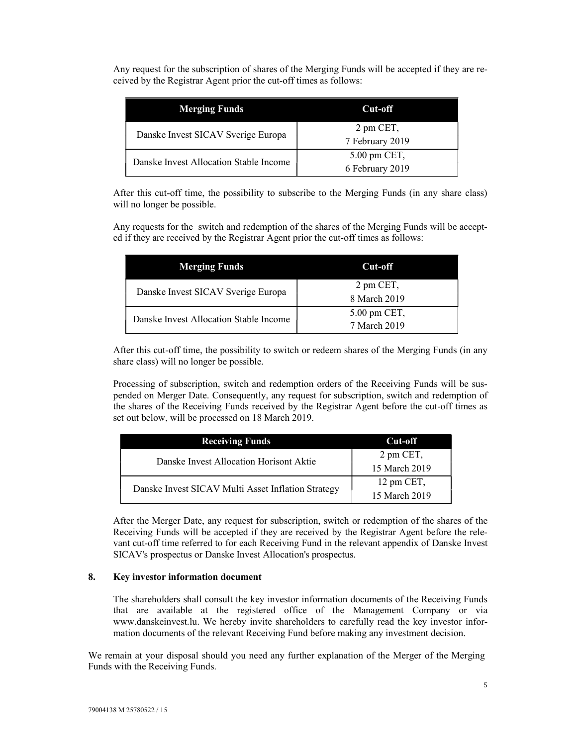Any request for the subscription of shares of the Merging Funds will be accepted if they are received by the Registrar Agent prior the cut-off times as follows:

| Merging Funds | Cut-off |
|---|---|
| Danske Invest SICAV Sverige Europa | 2 pm CET, 7 February 2019 |
| Danske Invest Allocation Stable Income | 5.00 pm CET, 6 February 2019 |

After this cut-off time, the possibility to subscribe to the Merging Funds (in any share class) will no longer be possible.

Any requests for the switch and redemption of the shares of the Merging Funds will be accepted if they are received by the Registrar Agent prior the cut-off times as follows:

| Merging Funds | Cut-off |
|---|---|
| Danske Invest SICAV Sverige Europa | 2 pm CET, 8 March 2019 |
| Danske Invest Allocation Stable Income | 5.00 pm CET, 7 March 2019 |

After this cut-off time, the possibility to switch or redeem shares of the Merging Funds (in any share class) will no longer be possible.

Processing of subscription, switch and redemption orders of the Receiving Funds will be suspended on Merger Date. Consequently, any request for subscription, switch and redemption of the shares of the Receiving Funds received by the Registrar Agent before the cut-off times as set out below, will be processed on 18 March 2019.

| Receiving Funds | Cut-off |
|---|---|
| Danske Invest Allocation Horisont Aktie | 2 pm CET, 15 March 2019 |
| Danske Invest SICAV Multi Asset Inflation Strategy | 12 pm CET, 15 March 2019 |

After the Merger Date, any request for subscription, switch or redemption of the shares of the Receiving Funds will be accepted if they are received by the Registrar Agent before the relevant cut-off time referred to for each Receiving Fund in the relevant appendix of Danske Invest SICAV's prospectus or Danske Invest Allocation's prospectus.

## 8. Key investor information document

The shareholders shall consult the key investor information documents of the Receiving Funds that are available at the registered office of the Management Company or via www.danskeinvest.lu. We hereby invite shareholders to carefully read the key investor information documents of the relevant Receiving Fund before making any investment decision.

We remain at your disposal should you need any further explanation of the Merger of the Merging Funds with the Receiving Funds.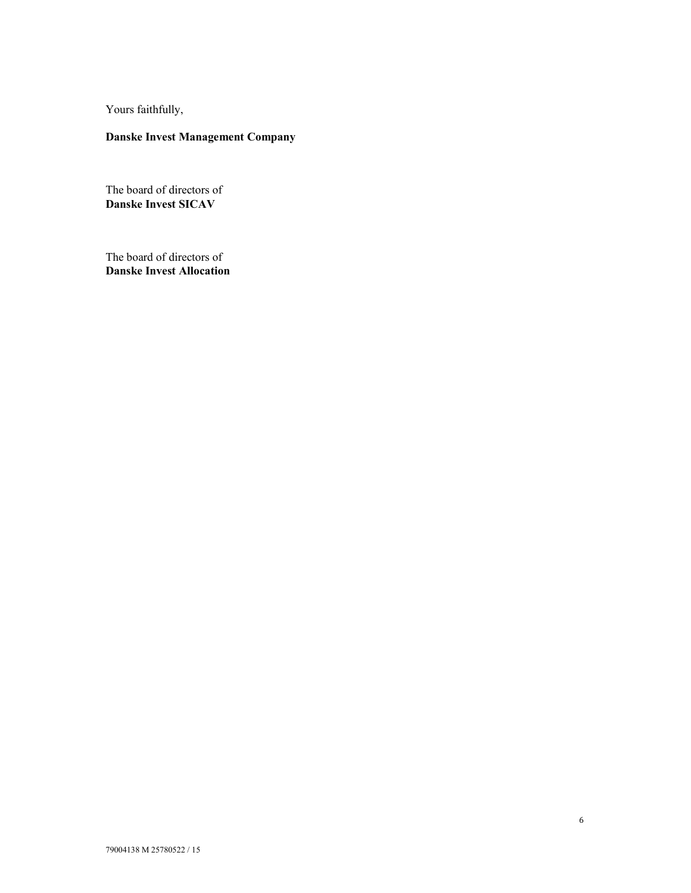Yours faithfully,

**Danske Invest Management Company**

The board of directors of
**Danske Invest SICAV**

The board of directors of
**Danske Invest Allocation**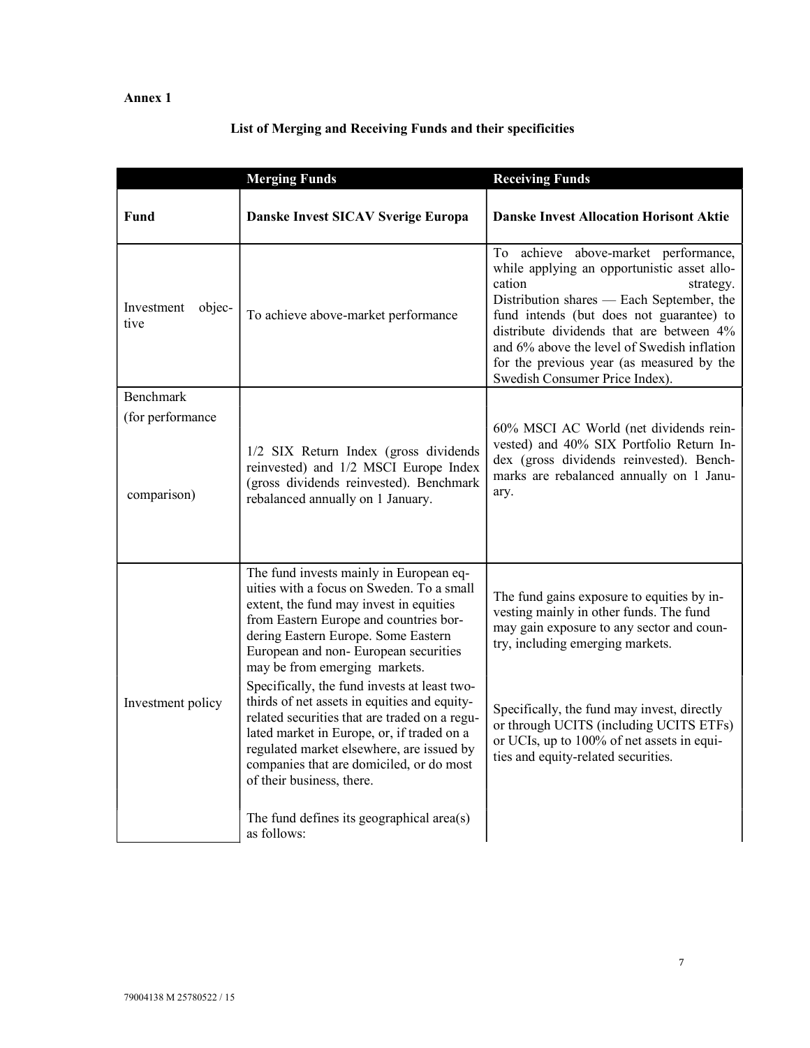**Annex 1**

**List of Merging and Receiving Funds and their specificities**

| | **Merging Funds** | **Receiving Funds** |
|---|---|---|
| **Fund** | **Danske Invest SICAV Sverige Europa** | **Danske Invest Allocation Horisont Aktie** |
| Investment objective | To achieve above-market performance | To achieve above-market performance, while applying an opportunistic asset allocation strategy. Distribution shares — Each September, the fund intends (but does not guarantee) to distribute dividends that are between 4% and 6% above the level of Swedish inflation for the previous year (as measured by the Swedish Consumer Price Index). |
| Benchmark (for performance comparison) | 1/2 SIX Return Index (gross dividends reinvested) and 1/2 MSCI Europe Index (gross dividends reinvested). Benchmark rebalanced annually on 1 January. | 60% MSCI AC World (net dividends reinvested) and 40% SIX Portfolio Return Index (gross dividends reinvested). Benchmarks are rebalanced annually on 1 January. |
| Investment policy | The fund invests mainly in European equities with a focus on Sweden. To a small extent, the fund may invest in equities from Eastern Europe and countries bordering Eastern Europe. Some Eastern European and non- European securities may be from emerging markets.<br><br>Specifically, the fund invests at least two-thirds of net assets in equities and equity-related securities that are traded on a regulated market in Europe, or, if traded on a regulated market elsewhere, are issued by companies that are domiciled, or do most of their business, there.<br><br>The fund defines its geographical area(s) as follows: | The fund gains exposure to equities by investing mainly in other funds. The fund may gain exposure to any sector and country, including emerging markets.<br><br>Specifically, the fund may invest, directly or through UCITS (including UCITS ETFs) or UCIs, up to 100% of net assets in equities and equity-related securities. |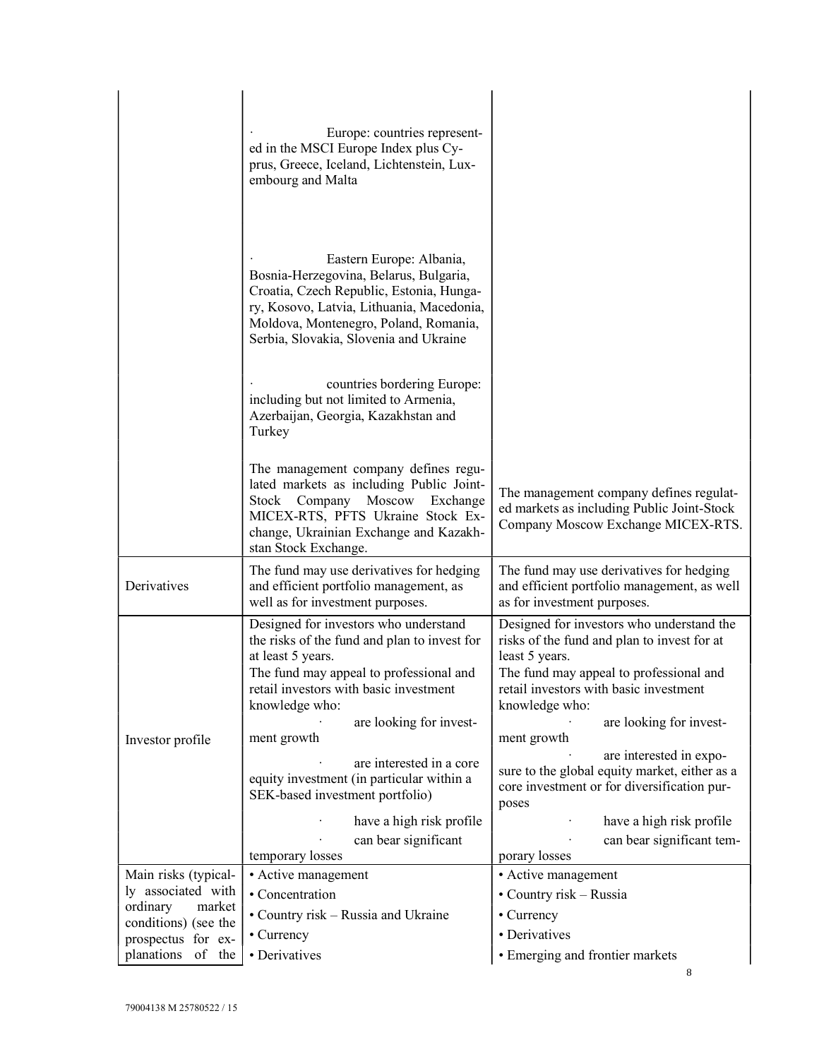| | | |
|---|---|---|
| | · Europe: countries represented in the MSCI Europe Index plus Cyprus, Greece, Iceland, Lichtenstein, Luxembourg and Malta<br><br>· Eastern Europe: Albania, Bosnia-Herzegovina, Belarus, Bulgaria, Croatia, Czech Republic, Estonia, Hungary, Kosovo, Latvia, Lithuania, Macedonia, Moldova, Montenegro, Poland, Romania, Serbia, Slovakia, Slovenia and Ukraine<br><br>· countries bordering Europe: including but not limited to Armenia, Azerbaijan, Georgia, Kazakhstan and Turkey<br><br>The management company defines regulated markets as including Public Joint-Stock Company Moscow Exchange MICEX-RTS, PFTS Ukraine Stock Exchange, Ukrainian Exchange and Kazakhstan Stock Exchange. | The management company defines regulated markets as including Public Joint-Stock Company Moscow Exchange MICEX-RTS. |
| Derivatives | The fund may use derivatives for hedging and efficient portfolio management, as well as for investment purposes. | The fund may use derivatives for hedging and efficient portfolio management, as well as for investment purposes. |
| Investor profile | Designed for investors who understand the risks of the fund and plan to invest for at least 5 years.<br>The fund may appeal to professional and retail investors with basic investment knowledge who:<br>· are looking for investment growth<br>· are interested in a core equity investment (in particular within a SEK-based investment portfolio)<br>· have a high risk profile<br>· can bear significant temporary losses | Designed for investors who understand the risks of the fund and plan to invest for at least 5 years.<br>The fund may appeal to professional and retail investors with basic investment knowledge who:<br>· are looking for investment growth<br>· are interested in exposure to the global equity market, either as a core investment or for diversification purposes<br>· have a high risk profile<br>· can bear significant temporary losses |
| Main risks (typically associated with ordinary market conditions) (see the prospectus for explanations of the | • Active management<br>• Concentration<br>• Country risk – Russia and Ukraine<br>• Currency<br>• Derivatives | • Active management<br>• Country risk – Russia<br>• Currency<br>• Derivatives<br>• Emerging and frontier markets |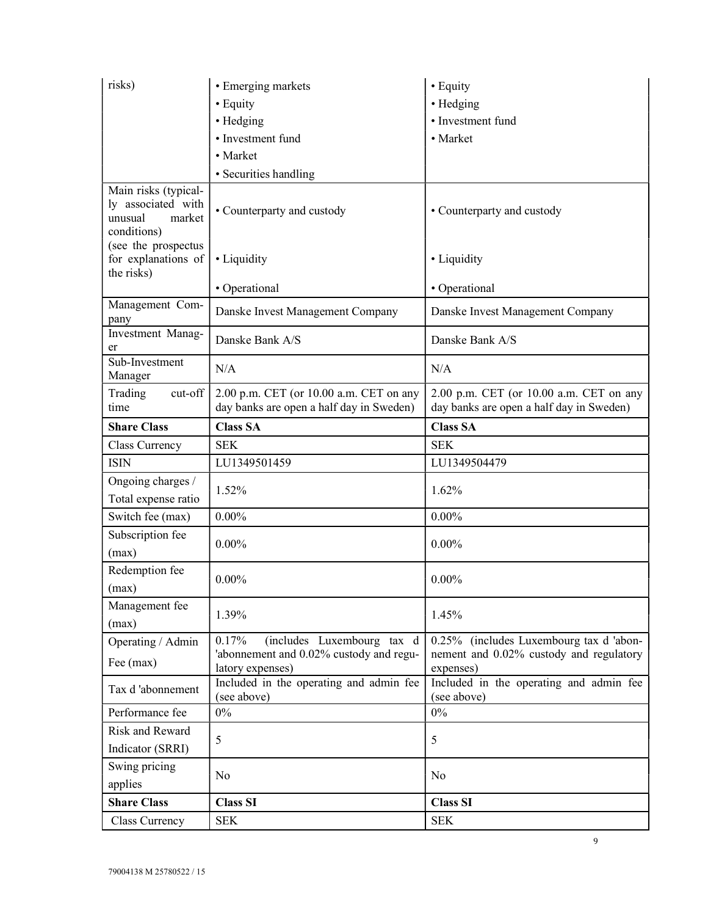| | | |
|---|---|---|
| risks) | • Emerging markets<br>• Equity<br>• Hedging<br>• Investment fund<br>• Market<br>• Securities handling | • Equity<br>• Hedging<br>• Investment fund<br>• Market |
| Main risks (typically associated with unusual market conditions)<br>(see the prospectus for explanations of the risks) | • Counterparty and custody<br>• Liquidity<br>• Operational | • Counterparty and custody<br>• Liquidity<br>• Operational |
| Management Company | Danske Invest Management Company | Danske Invest Management Company |
| Investment Manager | Danske Bank A/S | Danske Bank A/S |
| Sub-Investment Manager | N/A | N/A |
| Trading cut-off time | 2.00 p.m. CET (or 10.00 a.m. CET on any day banks are open a half day in Sweden) | 2.00 p.m. CET (or 10.00 a.m. CET on any day banks are open a half day in Sweden) |
| **Share Class** | **Class SA** | **Class SA** |
| Class Currency | SEK | SEK |
| ISIN | LU1349501459 | LU1349504479 |
| Ongoing charges / Total expense ratio | 1.52% | 1.62% |
| Switch fee (max) | 0.00% | 0.00% |
| Subscription fee (max) | 0.00% | 0.00% |
| Redemption fee (max) | 0.00% | 0.00% |
| Management fee (max) | 1.39% | 1.45% |
| Operating / Admin Fee (max) | 0.17% (includes Luxembourg tax d 'abonnement and 0.02% custody and regulatory expenses) | 0.25% (includes Luxembourg tax d 'abonnement and 0.02% custody and regulatory expenses) |
| Tax d 'abonnement | Included in the operating and admin fee (see above) | Included in the operating and admin fee (see above) |
| Performance fee | 0% | 0% |
| Risk and Reward Indicator (SRRI) | 5 | 5 |
| Swing pricing applies | No | No |
| **Share Class** | **Class SI** | **Class SI** |
| Class Currency | SEK | SEK |

79004138 M 25780522 / 15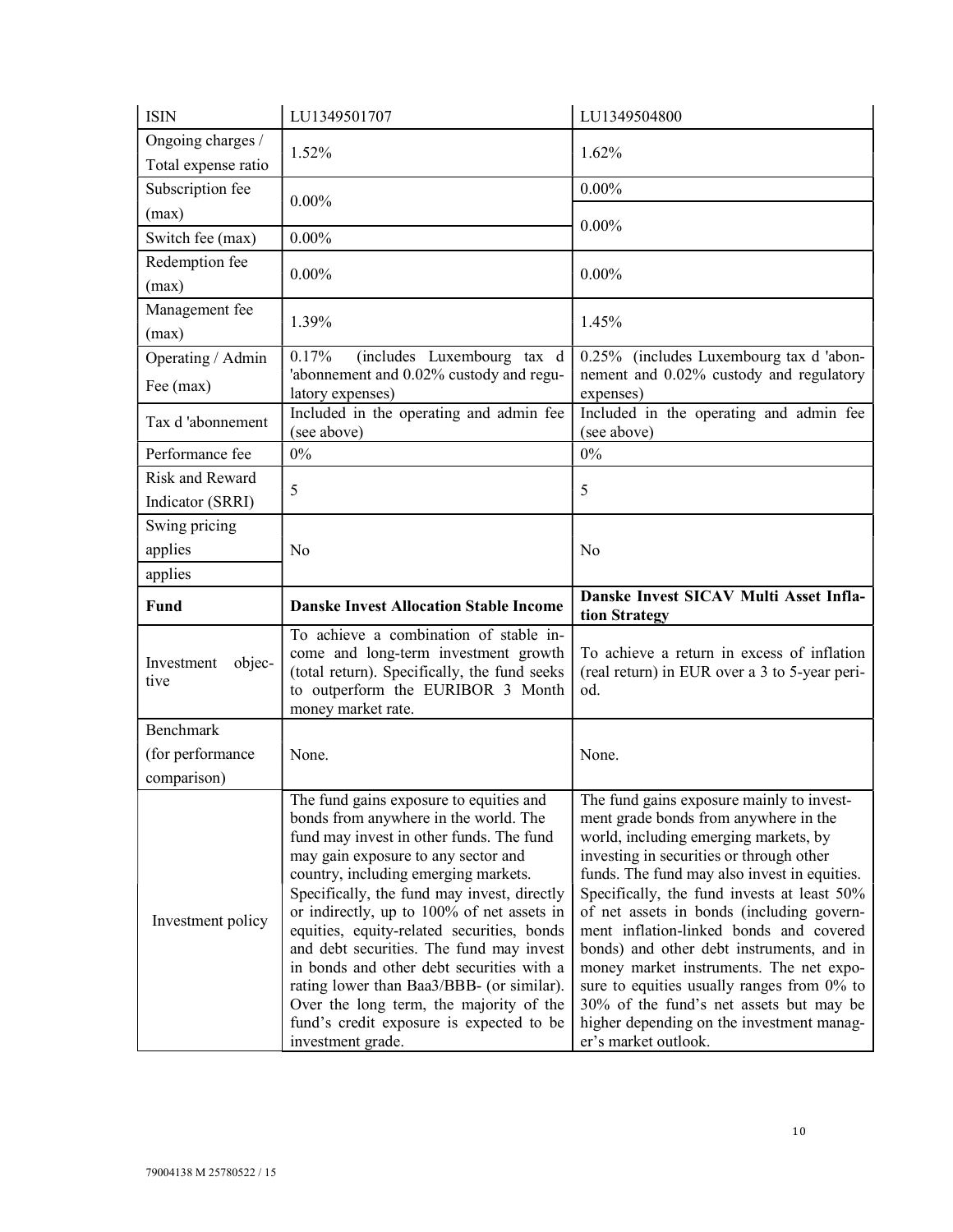| ISIN | LU1349501707 | LU1349504800 |
|---|---|---|
| Ongoing charges / Total expense ratio | 1.52% | 1.62% |
| Subscription fee (max) | 0.00% | 0.00% |
| Switch fee (max) | 0.00% | 0.00% |
| Redemption fee (max) | 0.00% | 0.00% |
| Management fee (max) | 1.39% | 1.45% |
| Operating / Admin Fee (max) | 0.17% (includes Luxembourg tax d 'abonnement and 0.02% custody and regulatory expenses) | 0.25% (includes Luxembourg tax d 'abonnement and 0.02% custody and regulatory expenses) |
| Tax d 'abonnement | Included in the operating and admin fee (see above) | Included in the operating and admin fee (see above) |
| Performance fee | 0% | 0% |
| Risk and Reward Indicator (SRRI) | 5 | 5 |
| Swing pricing applies applies | No | No |
| **Fund** | **Danske Invest Allocation Stable Income** | **Danske Invest SICAV Multi Asset Inflation Strategy** |
| Investment objective | To achieve a combination of stable income and long-term investment growth (total return). Specifically, the fund seeks to outperform the EURIBOR 3 Month money market rate. | To achieve a return in excess of inflation (real return) in EUR over a 3 to 5-year period. |
| Benchmark (for performance comparison) | None. | None. |
| Investment policy | The fund gains exposure to equities and bonds from anywhere in the world. The fund may invest in other funds. The fund may gain exposure to any sector and country, including emerging markets. Specifically, the fund may invest, directly or indirectly, up to 100% of net assets in equities, equity-related securities, bonds and debt securities. The fund may invest in bonds and other debt securities with a rating lower than Baa3/BBB- (or similar). Over the long term, the majority of the fund's credit exposure is expected to be investment grade. | The fund gains exposure mainly to investment grade bonds from anywhere in the world, including emerging markets, by investing in securities or through other funds. The fund may also invest in equities. Specifically, the fund invests at least 50% of net assets in bonds (including government inflation-linked bonds and covered bonds) and other debt instruments, and in money market instruments. The exposure to equities usually ranges from 0% to 30% of the fund's net assets but may be higher depending on the investment manager's market outlook. |

79004138 M 25780522 / 15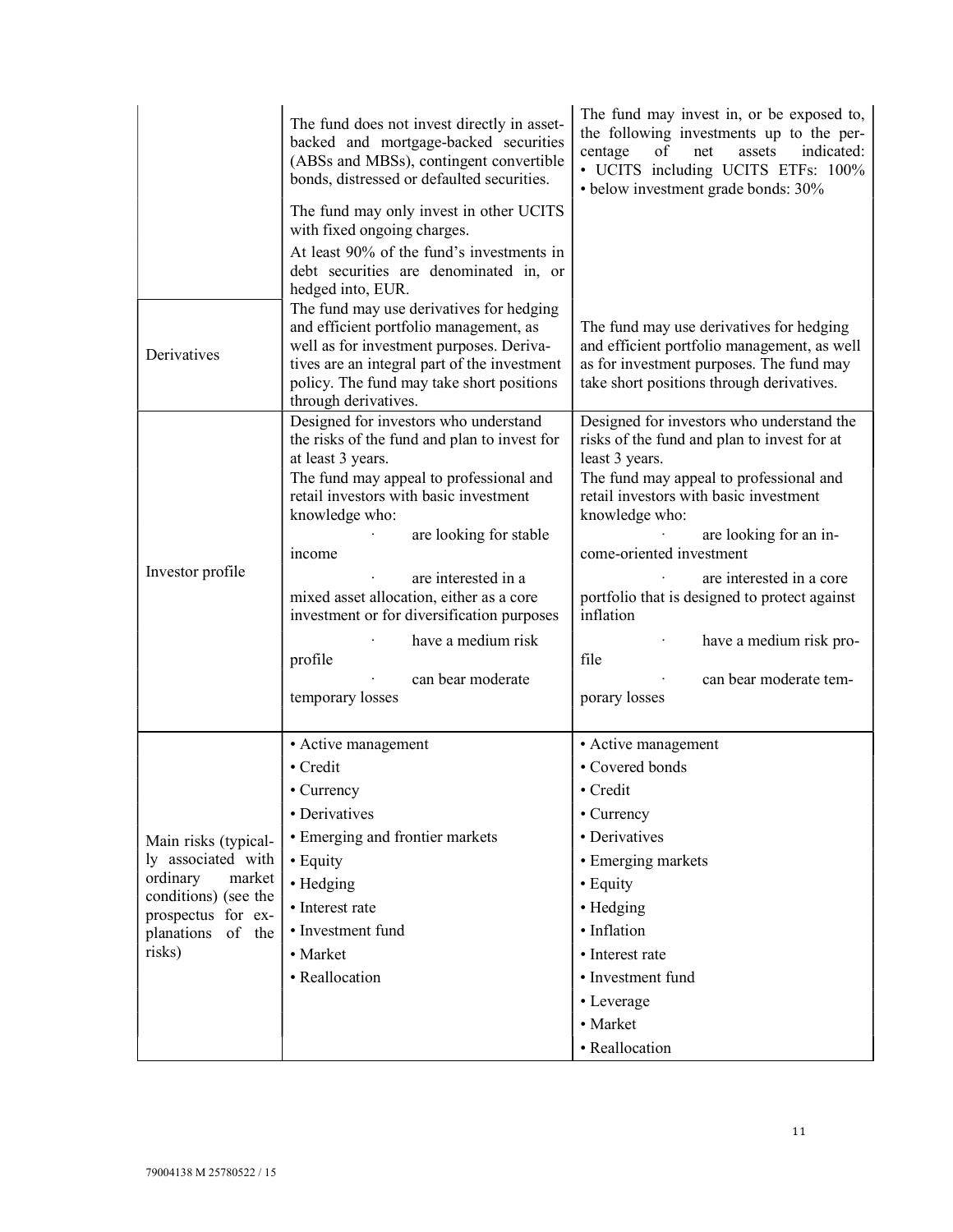| | | |
|---|---|---|
| | The fund does not invest directly in asset-backed and mortgage-backed securities (ABSs and MBSs), contingent convertible bonds, distressed or defaulted securities.<br><br>The fund may only invest in other UCITS with fixed ongoing charges.<br><br>At least 90% of the fund's investments in debt securities are denominated in, or hedged into, EUR. | The fund may invest in, or be exposed to, the following investments up to the percentage of net assets indicated:<br>• UCITS including UCITS ETFs: 100%<br>• below investment grade bonds: 30% |
| Derivatives | The fund may use derivatives for hedging and efficient portfolio management, as well as for investment purposes. Derivatives are an integral part of the investment policy. The fund may take short positions through derivatives. | The fund may use derivatives for hedging and efficient portfolio management, as well as for investment purposes. The fund may take short positions through derivatives. |
| Investor profile | Designed for investors who understand the risks of the fund and plan to invest for at least 3 years.<br>The fund may appeal to professional and retail investors with basic investment knowledge who:<br>· are looking for stable income<br>· are interested in a mixed asset allocation, either as a core investment or for diversification purposes<br>· have a medium risk profile<br>· can bear moderate temporary losses | Designed for investors who understand the risks of the fund and plan to invest for at least 3 years.<br>The fund may appeal to professional and retail investors with basic investment knowledge who:<br>· are looking for an income-oriented investment<br>· are interested in a core portfolio that is designed to protect against inflation<br>· have a medium risk profile<br>· can bear moderate temporary losses |
| Main risks (typically associated with ordinary market conditions) (see the prospectus for explanations of the risks) | • Active management<br>• Credit<br>• Currency<br>• Derivatives<br>• Emerging and frontier markets<br>• Equity<br>• Hedging<br>• Interest rate<br>• Investment fund<br>• Market<br>• Reallocation | • Active management<br>• Covered bonds<br>• Credit<br>• Currency<br>• Derivatives<br>• Emerging markets<br>• Equity<br>• Hedging<br>• Inflation<br>• Interest rate<br>• Investment fund<br>• Leverage<br>• Market<br>• Reallocation |

79004138 M 25780522 / 15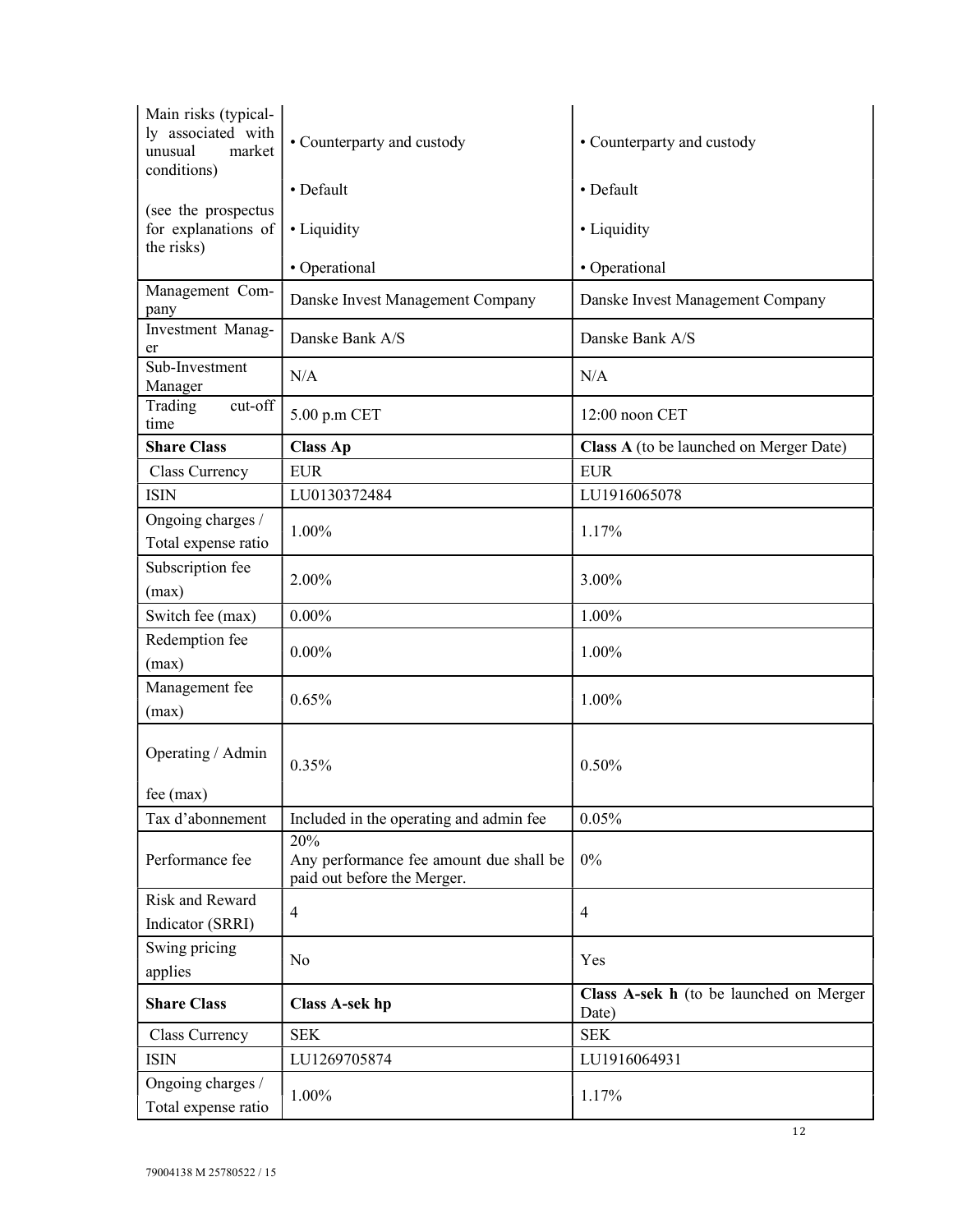| | | |
|---|---|---|
| Main risks (typically associated with unusual market conditions)<br><br>(see the prospectus for explanations of the risks) | • Counterparty and custody<br>• Default<br>• Liquidity<br>• Operational | • Counterparty and custody<br>• Default<br>• Liquidity<br>• Operational |
| Management Company | Danske Invest Management Company | Danske Invest Management Company |
| Investment Manager | Danske Bank A/S | Danske Bank A/S |
| Sub-Investment Manager | N/A | N/A |
| Trading cut-off time | 5.00 p.m CET | 12:00 noon CET |
| **Share Class** | **Class Ap** | **Class A** (to be launched on Merger Date) |
| Class Currency | EUR | EUR |
| ISIN | LU0130372484 | LU1916065078 |
| Ongoing charges / Total expense ratio | 1.00% | 1.17% |
| Subscription fee (max) | 2.00% | 3.00% |
| Switch fee (max) | 0.00% | 1.00% |
| Redemption fee (max) | 0.00% | 1.00% |
| Management fee (max) | 0.65% | 1.00% |
| Operating / Admin fee (max) | 0.35% | 0.50% |
| Tax d'abonnement | Included in the operating and admin fee | 0.05% |
| Performance fee | 20%<br>Any performance fee amount due shall be paid out before the Merger. | 0% |
| Risk and Reward Indicator (SRRI) | 4 | 4 |
| Swing pricing applies | No | Yes |
| **Share Class** | **Class A-sek hp** | **Class A-sek h** (to be launched on Merger Date) |
| Class Currency | SEK | SEK |
| ISIN | LU1269705874 | LU1916064931 |
| Ongoing charges / Total expense ratio | 1.00% | 1.17% |

79004138 M 25780522 / 15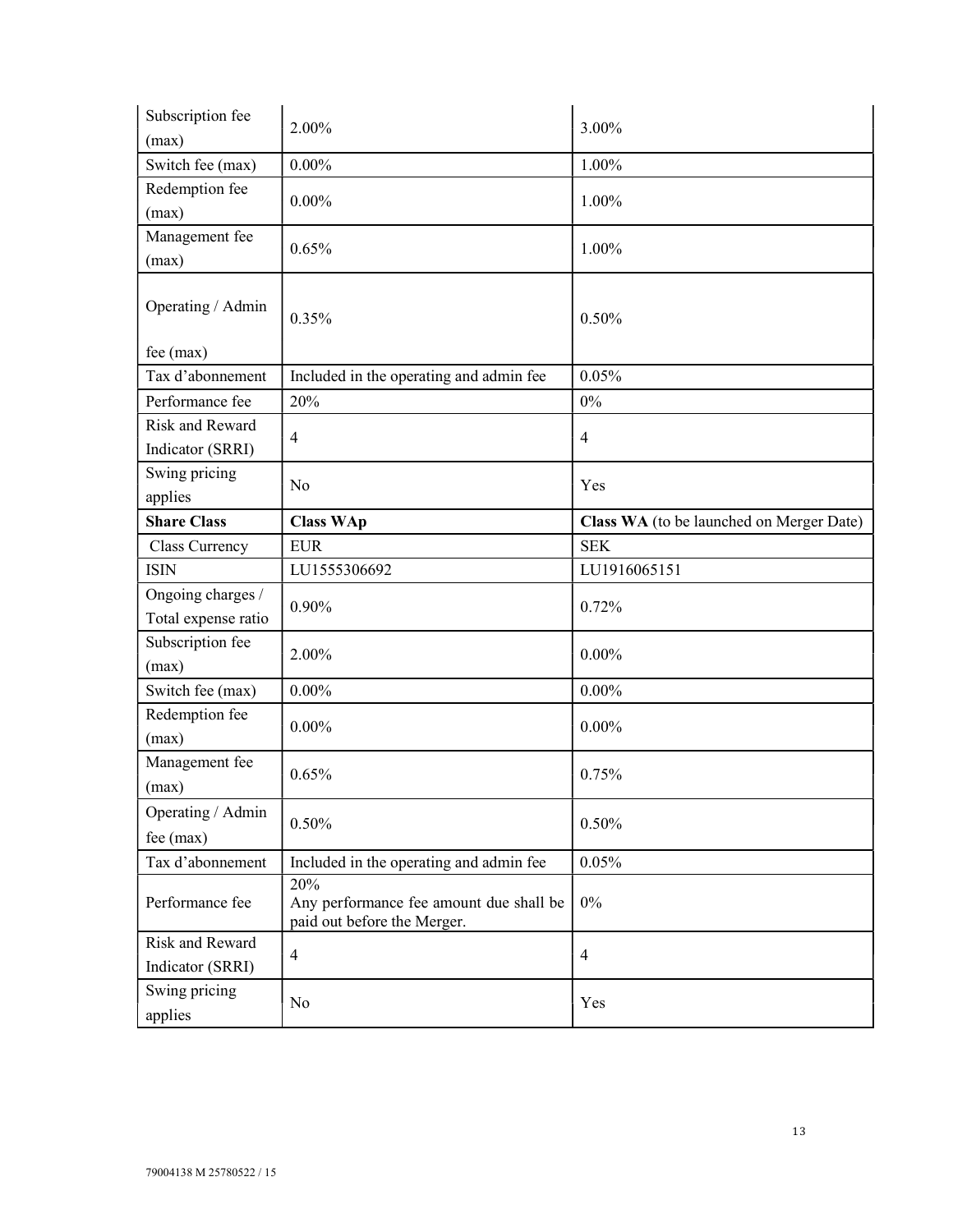| | | |
|---|---|---|
| Subscription fee (max) | 2.00% | 3.00% |
| Switch fee (max) | 0.00% | 1.00% |
| Redemption fee (max) | 0.00% | 1.00% |
| Management fee (max) | 0.65% | 1.00% |
| Operating / Admin fee (max) | 0.35% | 0.50% |
| Tax d'abonnement | Included in the operating and admin fee | 0.05% |
| Performance fee | 20% | 0% |
| Risk and Reward Indicator (SRRI) | 4 | 4 |
| Swing pricing applies | No | Yes |
| **Share Class** | **Class WAp** | **Class WA** (to be launched on Merger Date) |
| Class Currency | EUR | SEK |
| ISIN | LU1555306692 | LU1916065151 |
| Ongoing charges / Total expense ratio | 0.90% | 0.72% |
| Subscription fee (max) | 2.00% | 0.00% |
| Switch fee (max) | 0.00% | 0.00% |
| Redemption fee (max) | 0.00% | 0.00% |
| Management fee (max) | 0.65% | 0.75% |
| Operating / Admin fee (max) | 0.50% | 0.50% |
| Tax d'abonnement | Included in the operating and admin fee | 0.05% |
| Performance fee | 20%<br>Any performance fee amount due shall be paid out before the Merger. | 0% |
| Risk and Reward Indicator (SRRI) | 4 | 4 |
| Swing pricing applies | No | Yes |

79004138 M 25780522 / 15